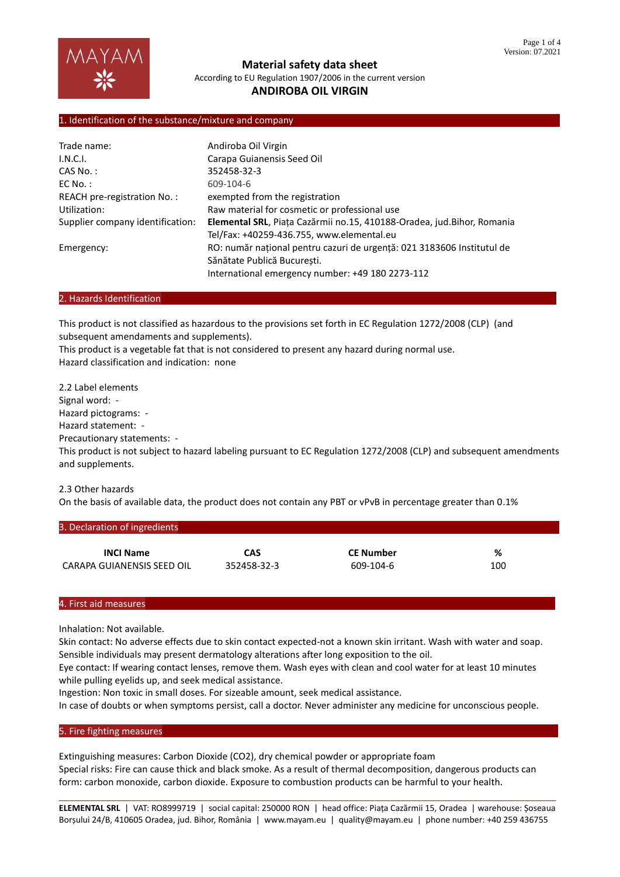# Material safety data sheet

According to EU Regulation 1907/2006 in the current version

## ANDIROBA OIL VIRGIN

## 1. Identification of the substance/mixture and company

| | |
|---|---|
| Trade name: | Andiroba Oil Virgin |
| I.N.C.I. | Carapa Guianensis Seed Oil |
| CAS No. : | 352458-32-3 |
| EC No. : | 609-104-6 |
| REACH pre-registration No. : | exempted from the registration |
| Utilization: | Raw material for cosmetic or professional use |
| Supplier company identification: | **Elemental SRL**, Piața Cazărmii no.15, 410188-Oradea, jud.Bihor, Romania<br>Tel/Fax: +40259-436.755, www.elemental.eu |
| Emergency: | RO: număr național pentru cazuri de urgență: 021 3183606 Institutul de Sănătate Publică București.<br>International emergency number: +49 180 2273-112 |

## 2. Hazards Identification

This product is not classified as hazardous to the provisions set forth in EC Regulation 1272/2008 (CLP) (and subsequent amendaments and supplements).
This product is a vegetable fat that is not considered to present any hazard during normal use.
Hazard classification and indication: none

2.2 Label elements
Signal word: -
Hazard pictograms: -
Hazard statement: -
Precautionary statements: -
This product is not subject to hazard labeling pursuant to EC Regulation 1272/2008 (CLP) and subsequent amendments and supplements.

2.3 Other hazards
On the basis of available data, the product does not contain any PBT or vPvB in percentage greater than 0.1%

## 3. Declaration of ingredients

| INCI Name | CAS | CE Number | % |
|---|---|---|---|
| CARAPA GUIANENSIS SEED OIL | 352458-32-3 | 609-104-6 | 100 |

## 4. First aid measures

Inhalation: Not available.
Skin contact: No adverse effects due to skin contact expected-not a known skin irritant. Wash with water and soap. Sensible individuals may present dermatology alterations after long exposition to the oil.
Eye contact: If wearing contact lenses, remove them. Wash eyes with clean and cool water for at least 10 minutes while pulling eyelids up, and seek medical assistance.
Ingestion: Non toxic in small doses. For sizeable amount, seek medical assistance.
In case of doubts or when symptoms persist, call a doctor. Never administer any medicine for unconscious people.

## 5. Fire fighting measures

Extinguishing measures: Carbon Dioxide ($CO_2$), dry chemical powder or appropriate foam
Special risks: Fire can cause thick and black smoke. As a result of thermal decomposition, dangerous products can form: carbon monoxide, carbon dioxide. Exposure to combustion products can be harmful to your health.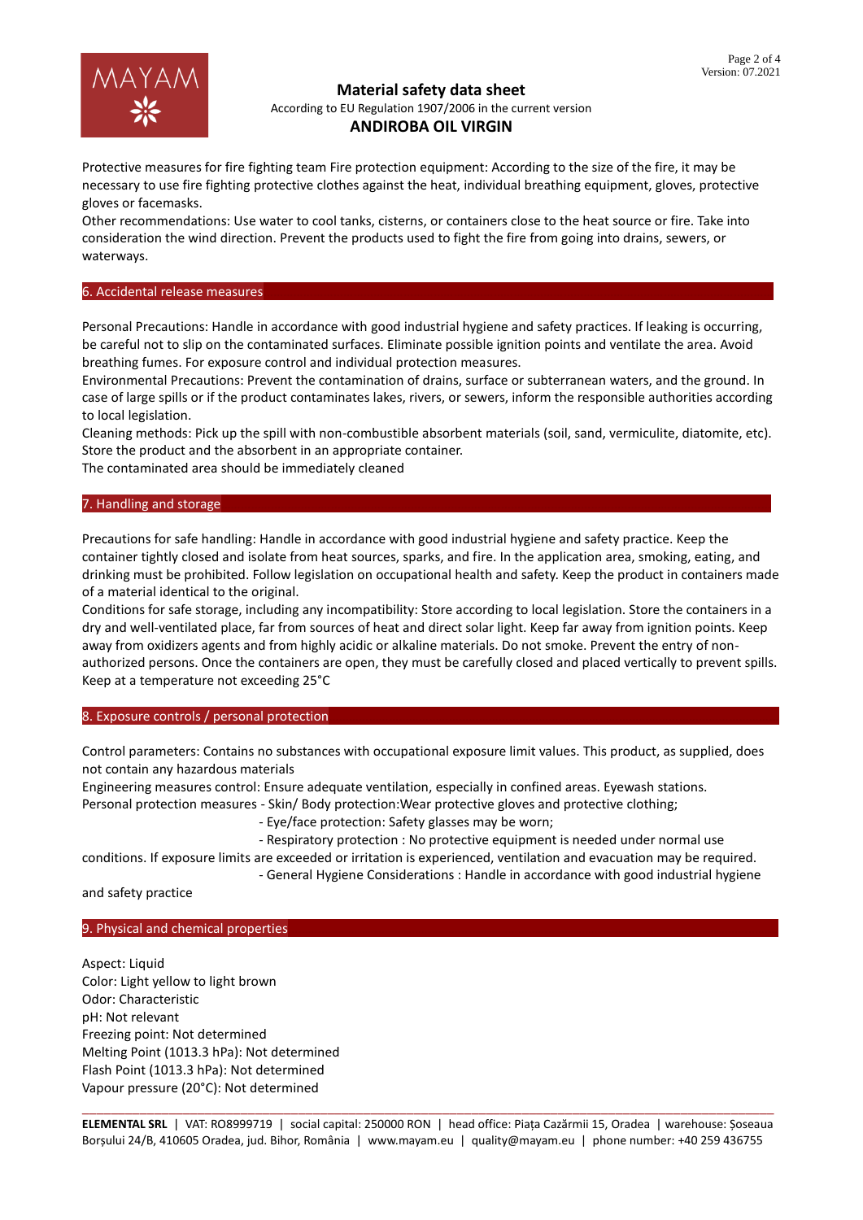Protective measures for fire fighting team Fire protection equipment: According to the size of the fire, it may be necessary to use fire fighting protective clothes against the heat, individual breathing equipment, gloves, protective gloves or facemasks.
Other recommendations: Use water to cool tanks, cisterns, or containers close to the heat source or fire. Take into consideration the wind direction. Prevent the products used to fight the fire from going into drains, sewers, or waterways.

## 6. Accidental release measures

Personal Precautions: Handle in accordance with good industrial hygiene and safety practices. If leaking is occurring, be careful not to slip on the contaminated surfaces. Eliminate possible ignition points and ventilate the area. Avoid breathing fumes. For exposure control and individual protection measures.
Environmental Precautions: Prevent the contamination of drains, surface or subterranean waters, and the ground. In case of large spills or if the product contaminates lakes, rivers, or sewers, inform the responsible authorities according to local legislation.
Cleaning methods: Pick up the spill with non-combustible absorbent materials (soil, sand, vermiculite, diatomite, etc). Store the product and the absorbent in an appropriate container.
The contaminated area should be immediately cleaned

## 7. Handling and storage

Precautions for safe handling: Handle in accordance with good industrial hygiene and safety practice. Keep the container tightly closed and isolate from heat sources, sparks, and fire. In the application area, smoking, eating, and drinking must be prohibited. Follow legislation on occupational health and safety. Keep the product in containers made of a material identical to the original.
Conditions for safe storage, including any incompatibility: Store according to local legislation. Store the containers in a dry and well-ventilated place, far from sources of heat and direct solar light. Keep far away from ignition points. Keep away from oxidizers agents and from highly acidic or alkaline materials. Do not smoke. Prevent the entry of non-authorized persons. Once the containers are open, they must be carefully closed and placed vertically to prevent spills.
Keep at a temperature not exceeding 25°C

## 8. Exposure controls / personal protection

Control parameters: Contains no substances with occupational exposure limit values. This product, as supplied, does not contain any hazardous materials
Engineering measures control: Ensure adequate ventilation, especially in confined areas. Eyewash stations.
Personal protection measures - Skin/ Body protection:Wear protective gloves and protective clothing;
- Eye/face protection: Safety glasses may be worn;
- Respiratory protection : No protective equipment is needed under normal use conditions. If exposure limits are exceeded or irritation is experienced, ventilation and evacuation may be required.
- General Hygiene Considerations : Handle in accordance with good industrial hygiene and safety practice

## 9. Physical and chemical properties

Aspect: Liquid
Color: Light yellow to light brown
Odor: Characteristic
pH: Not relevant
Freezing point: Not determined
Melting Point (1013.3 hPa): Not determined
Flash Point (1013.3 hPa): Not determined
Vapour pressure (20°C): Not determined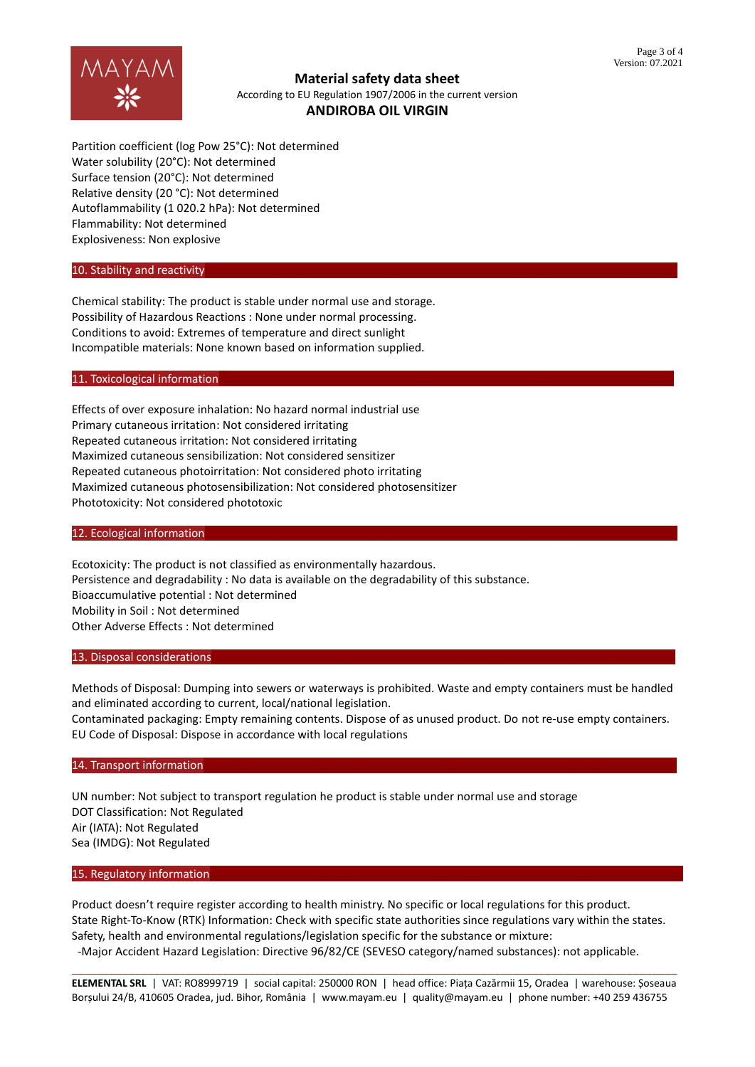Partition coefficient (log Pow 25°C): Not determined
Water solubility (20°C): Not determined
Surface tension (20°C): Not determined
Relative density (20 °C): Not determined
Autoflammability (1 020.2 hPa): Not determined
Flammability: Not determined
Explosiveness: Non explosive

## 10. Stability and reactivity

Chemical stability: The product is stable under normal use and storage.
Possibility of Hazardous Reactions : None under normal processing.
Conditions to avoid: Extremes of temperature and direct sunlight
Incompatible materials: None known based on information supplied.

## 11. Toxicological information

Effects of over exposure inhalation: No hazard normal industrial use
Primary cutaneous irritation: Not considered irritating
Repeated cutaneous irritation: Not considered irritating
Maximized cutaneous sensibilization: Not considered sensitizer
Repeated cutaneous photoirritation: Not considered photo irritating
Maximized cutaneous photosensibilization: Not considered photosensitizer
Phototoxicity: Not considered phototoxic

## 12. Ecological information

Ecotoxicity: The product is not classified as environmentally hazardous.
Persistence and degradability : No data is available on the degradability of this substance.
Bioaccumulative potential : Not determined
Mobility in Soil : Not determined
Other Adverse Effects : Not determined

## 13. Disposal considerations

Methods of Disposal: Dumping into sewers or waterways is prohibited. Waste and empty containers must be handled and eliminated according to current, local/national legislation.
Contaminated packaging: Empty remaining contents. Dispose of as unused product. Do not re-use empty containers.
EU Code of Disposal: Dispose in accordance with local regulations

## 14. Transport information

UN number: Not subject to transport regulation he product is stable under normal use and storage
DOT Classification: Not Regulated
Air (IATA): Not Regulated
Sea (IMDG): Not Regulated

## 15. Regulatory information

Product doesn't require register according to health ministry. No specific or local regulations for this product.
State Right-To-Know (RTK) Information: Check with specific state authorities since regulations vary within the states.
Safety, health and environmental regulations/legislation specific for the substance or mixture:
-Major Accident Hazard Legislation: Directive 96/82/CE (SEVESO category/named substances): not applicable.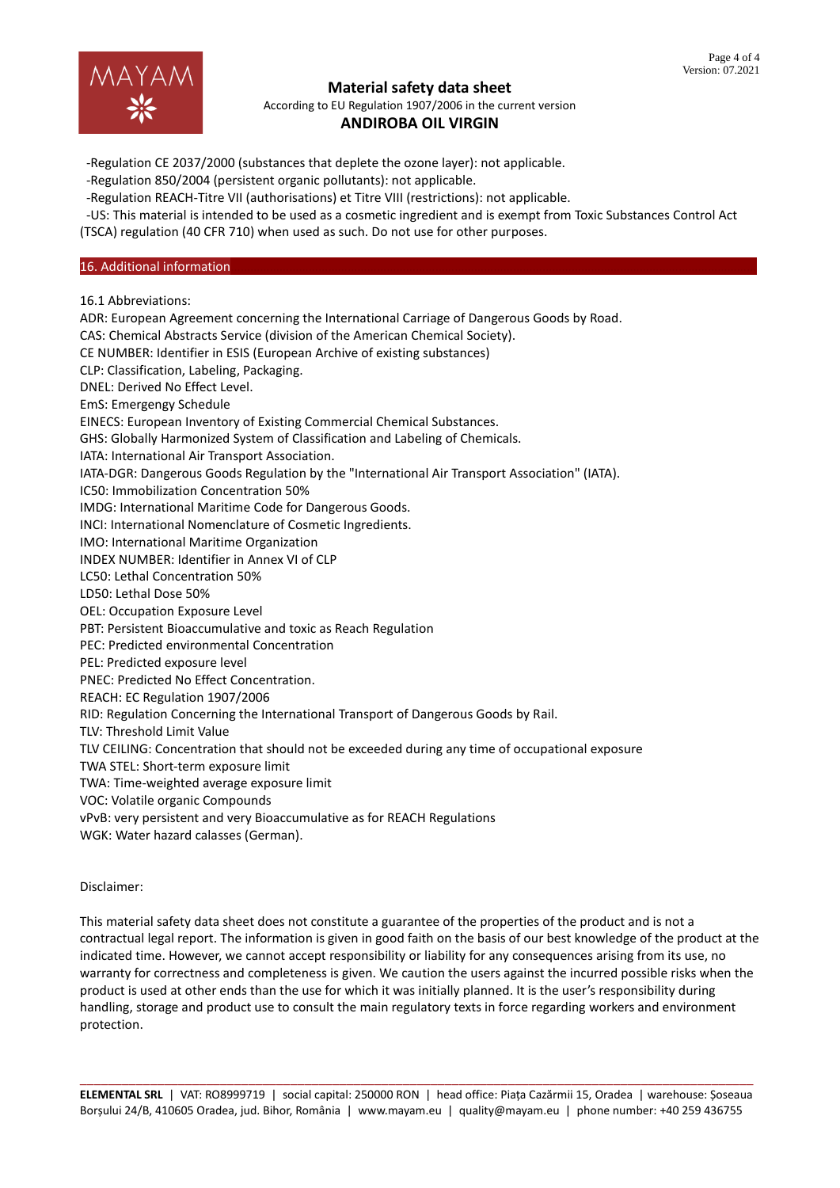-Regulation CE 2037/2000 (substances that deplete the ozone layer): not applicable.
-Regulation 850/2004 (persistent organic pollutants): not applicable.
-Regulation REACH-Titre VII (authorisations) et Titre VIII (restrictions): not applicable.
-US: This material is intended to be used as a cosmetic ingredient and is exempt from Toxic Substances Control Act (TSCA) regulation (40 CFR 710) when used as such. Do not use for other purposes.

## 16. Additional information

16.1 Abbreviations:
ADR: European Agreement concerning the International Carriage of Dangerous Goods by Road.
CAS: Chemical Abstracts Service (division of the American Chemical Society).
CE NUMBER: Identifier in ESIS (European Archive of existing substances)
CLP: Classification, Labeling, Packaging.
DNEL: Derived No Effect Level.
EmS: Emergengy Schedule
EINECS: European Inventory of Existing Commercial Chemical Substances.
GHS: Globally Harmonized System of Classification and Labeling of Chemicals.
IATA: International Air Transport Association.
IATA-DGR: Dangerous Goods Regulation by the "International Air Transport Association" (IATA).
IC50: Immobilization Concentration 50%
IMDG: International Maritime Code for Dangerous Goods.
INCI: International Nomenclature of Cosmetic Ingredients.
IMO: International Maritime Organization
INDEX NUMBER: Identifier in Annex VI of CLP
LC50: Lethal Concentration 50%
LD50: Lethal Dose 50%
OEL: Occupation Exposure Level
PBT: Persistent Bioaccumulative and toxic as Reach Regulation
PEC: Predicted environmental Concentration
PEL: Predicted exposure level
PNEC: Predicted No Effect Concentration.
REACH: EC Regulation 1907/2006
RID: Regulation Concerning the International Transport of Dangerous Goods by Rail.
TLV: Threshold Limit Value
TLV CEILING: Concentration that should not be exceeded during any time of occupational exposure
TWA STEL: Short-term exposure limit
TWA: Time-weighted average exposure limit
VOC: Volatile organic Compounds
vPvB: very persistent and very Bioaccumulative as for REACH Regulations
WGK: Water hazard calasses (German).

Disclaimer:

This material safety data sheet does not constitute a guarantee of the properties of the product and is not a contractual legal report. The information is given in good faith on the basis of our best knowledge of the product at the indicated time. However, we cannot accept responsibility or liability for any consequences arising from its use, no warranty for correctness and completeness is given. We caution the users against the incurred possible risks when the product is used at other ends than the use for which it was initially planned. It is the user's responsibility during handling, storage and product use to consult the main regulatory texts in force regarding workers and environment protection.